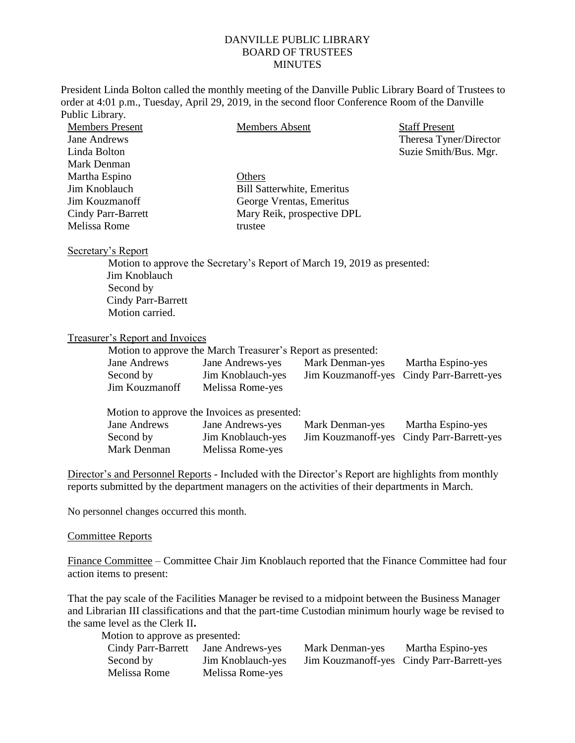# DANVILLE PUBLIC LIBRARY
## BOARD OF TRUSTEES
## MINUTES

President Linda Bolton called the monthly meeting of the Danville Public Library Board of Trustees to order at 4:01 p.m., Tuesday, April 29, 2019, in the second floor Conference Room of the Danville Public Library.

| Members Present | Members Absent | Staff Present |
|---|---|---|
| Jane Andrews | | Theresa Tyner/Director |
| Linda Bolton | | Suzie Smith/Bus. Mgr. |
| Mark Denman | | |
| Martha Espino | Others | |
| Jim Knoblauch | Bill Satterwhite, Emeritus | |
| Jim Kouzmanoff | George Vrentas, Emeritus | |
| Cindy Parr-Barrett | Mary Reik, prospective DPL | |
| Melissa Rome | trustee | |

Secretary's Report

Motion to approve the Secretary's Report of March 19, 2019 as presented:
Jim Knoblauch
Second by
Cindy Parr-Barrett
Motion carried.

Treasurer's Report and Invoices

Motion to approve the March Treasurer's Report as presented:

| | | | |
|---|---|---|---|
| Jane Andrews | Jane Andrews-yes | Mark Denman-yes | Martha Espino-yes |
| Second by | Jim Knoblauch-yes | Jim Kouzmanoff-yes | Cindy Parr-Barrett-yes |
| Jim Kouzmanoff | Melissa Rome-yes | | |

Motion to approve the Invoices as presented:

| | | | |
|---|---|---|---|
| Jane Andrews | Jane Andrews-yes | Mark Denman-yes | Martha Espino-yes |
| Second by | Jim Knoblauch-yes | Jim Kouzmanoff-yes | Cindy Parr-Barrett-yes |
| Mark Denman | Melissa Rome-yes | | |

Director's and Personnel Reports - Included with the Director's Report are highlights from monthly reports submitted by the department managers on the activities of their departments in March.

No personnel changes occurred this month.

Committee Reports

Finance Committee – Committee Chair Jim Knoblauch reported that the Finance Committee had four action items to present:

That the pay scale of the Facilities Manager be revised to a midpoint between the Business Manager and Librarian III classifications and that the part-time Custodian minimum hourly wage be revised to the same level as the Clerk II**.**

Motion to approve as presented:

| | | | |
|---|---|---|---|
| Cindy Parr-Barrett | Jane Andrews-yes | Mark Denman-yes | Martha Espino-yes |
| Second by | Jim Knoblauch-yes | Jim Kouzmanoff-yes | Cindy Parr-Barrett-yes |
| Melissa Rome | Melissa Rome-yes | | |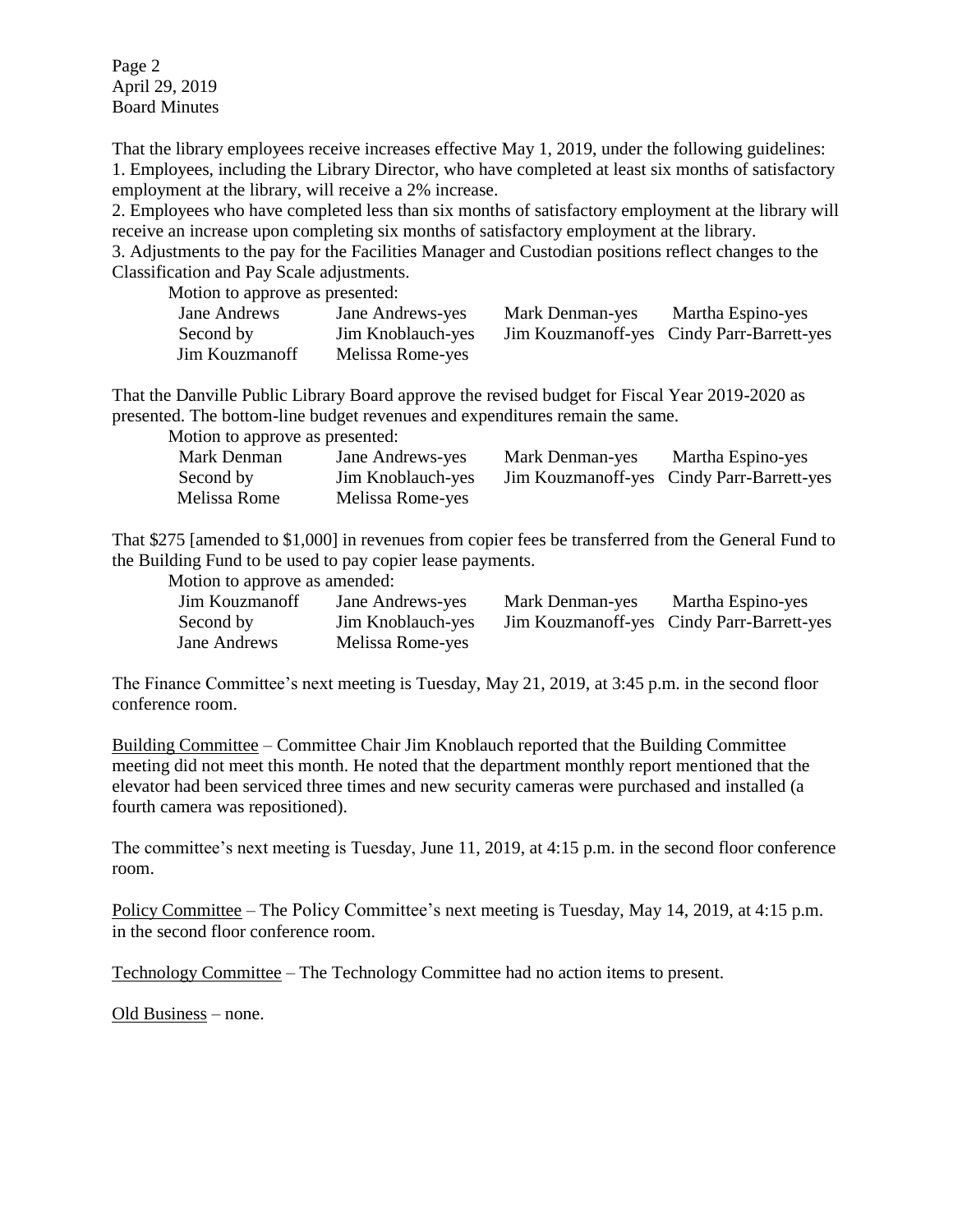That the library employees receive increases effective May 1, 2019, under the following guidelines:
1. Employees, including the Library Director, who have completed at least six months of satisfactory employment at the library, will receive a 2% increase.
2. Employees who have completed less than six months of satisfactory employment at the library will receive an increase upon completing six months of satisfactory employment at the library.
3. Adjustments to the pay for the Facilities Manager and Custodian positions reflect changes to the Classification and Pay Scale adjustments.

Motion to approve as presented:

| | | | |
|---|---|---|---|
| Jane Andrews | Jane Andrews-yes | Mark Denman-yes | Martha Espino-yes |
| Second by | Jim Knoblauch-yes | Jim Kouzmanoff-yes | Cindy Parr-Barrett-yes |
| Jim Kouzmanoff | Melissa Rome-yes | | |

That the Danville Public Library Board approve the revised budget for Fiscal Year 2019-2020 as presented. The bottom-line budget revenues and expenditures remain the same.

Motion to approve as presented:

| | | | |
|---|---|---|---|
| Mark Denman | Jane Andrews-yes | Mark Denman-yes | Martha Espino-yes |
| Second by | Jim Knoblauch-yes | Jim Kouzmanoff-yes | Cindy Parr-Barrett-yes |
| Melissa Rome | Melissa Rome-yes | | |

That $275 [amended to $1,000] in revenues from copier fees be transferred from the General Fund to the Building Fund to be used to pay copier lease payments.

Motion to approve as amended:

| | | | |
|---|---|---|---|
| Jim Kouzmanoff | Jane Andrews-yes | Mark Denman-yes | Martha Espino-yes |
| Second by | Jim Knoblauch-yes | Jim Kouzmanoff-yes | Cindy Parr-Barrett-yes |
| Jane Andrews | Melissa Rome-yes | | |

The Finance Committee's next meeting is Tuesday, May 21, 2019, at 3:45 p.m. in the second floor conference room.

Building Committee – Committee Chair Jim Knoblauch reported that the Building Committee meeting did not meet this month. He noted that the department monthly report mentioned that the elevator had been serviced three times and new security cameras were purchased and installed (a fourth camera was repositioned).

The committee's next meeting is Tuesday, June 11, 2019, at 4:15 p.m. in the second floor conference room.

Policy Committee – The Policy Committee's next meeting is Tuesday, May 14, 2019, at 4:15 p.m. in the second floor conference room.

Technology Committee – The Technology Committee had no action items to present.

Old Business – none.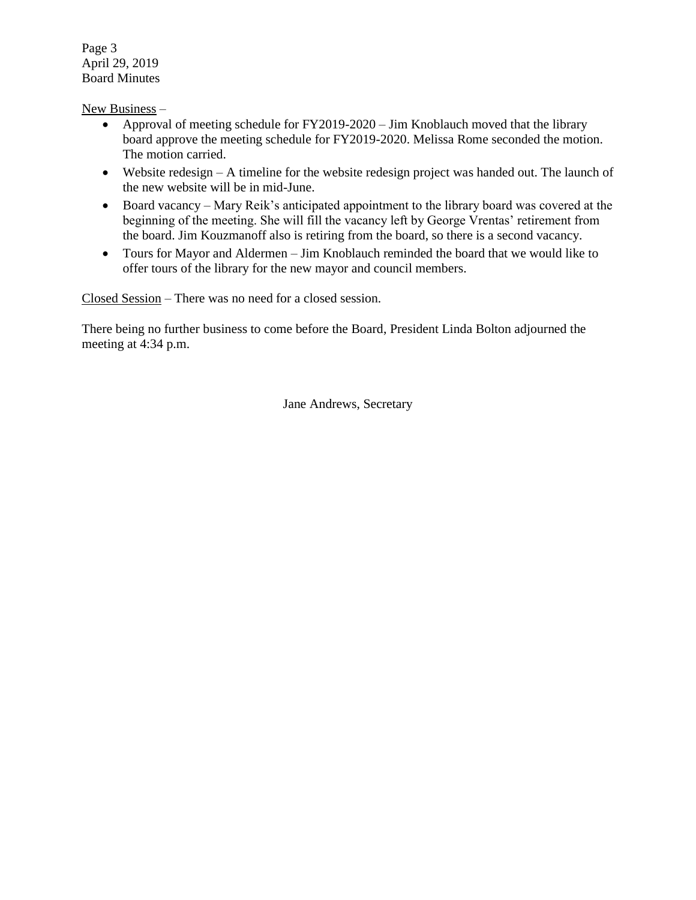New Business –

- Approval of meeting schedule for FY2019-2020 – Jim Knoblauch moved that the library board approve the meeting schedule for FY2019-2020. Melissa Rome seconded the motion. The motion carried.
- Website redesign – A timeline for the website redesign project was handed out. The launch of the new website will be in mid-June.
- Board vacancy – Mary Reik's anticipated appointment to the library board was covered at the beginning of the meeting. She will fill the vacancy left by George Vrentas' retirement from the board. Jim Kouzmanoff also is retiring from the board, so there is a second vacancy.
- Tours for Mayor and Aldermen – Jim Knoblauch reminded the board that we would like to offer tours of the library for the new mayor and council members.

Closed Session – There was no need for a closed session.

There being no further business to come before the Board, President Linda Bolton adjourned the meeting at 4:34 p.m.

Jane Andrews, Secretary